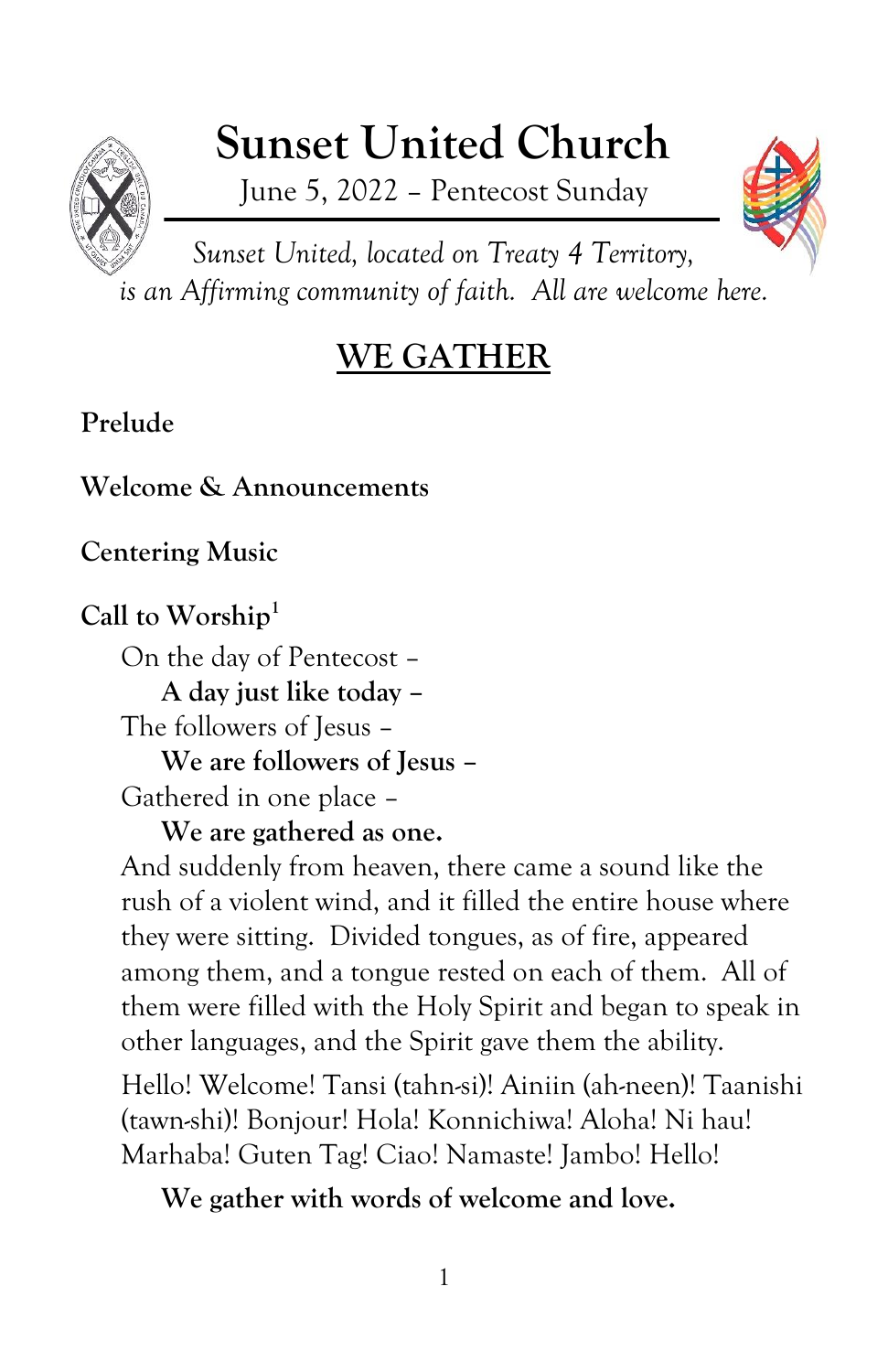# Sunset United Church

June 5, 2022 – Pentecost Sunday

*Sunset United, located on Treaty 4 Territory, is an Affirming community of faith. All are welcome here.*

## WE GATHER

**Prelude**

**Welcome & Announcements**

**Centering Music**

**Call to Worship**[1]

On the day of Pentecost –

**A day just like today –**

The followers of Jesus –

**We are followers of Jesus –**

Gathered in one place –

**We are gathered as one.**

And suddenly from heaven, there came a sound like the rush of a violent wind, and it filled the entire house where they were sitting. Divided tongues, as of fire, appeared among them, and a tongue rested on each of them. All of them were filled with the Holy Spirit and began to speak in other languages, and the Spirit gave them the ability.

Hello! Welcome! Tansi (tahn-si)! Ainiin (ah-neen)! Taanishi (tawn-shi)! Bonjour! Hola! Konnichiwa! Aloha! Ni hau! Marhaba! Guten Tag! Ciao! Namaste! Jambo! Hello!

**We gather with words of welcome and love.**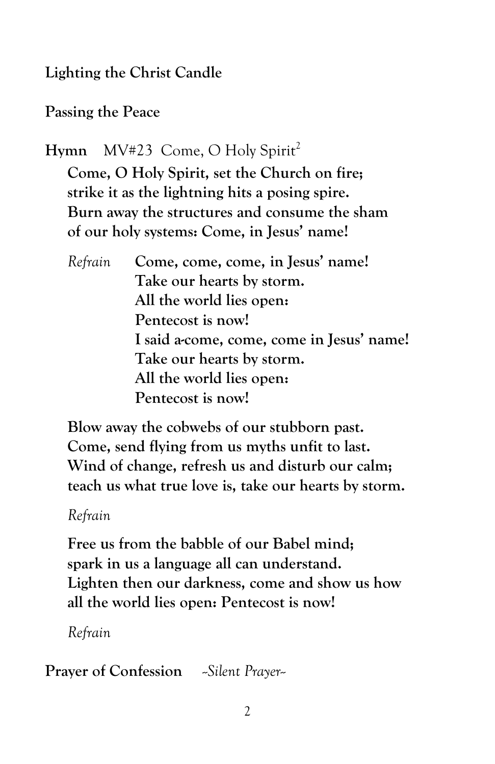**Lighting the Christ Candle**

**Passing the Peace**

**Hymn** MV#23 Come, O Holy Spirit[2]

**Come, O Holy Spirit, set the Church on fire;**
**strike it as the lightning hits a posing spire.**
**Burn away the structures and consume the sham**
**of our holy systems: Come, in Jesus' name!**

*Refrain* **Come, come, come, in Jesus' name!**
**Take our hearts by storm.**
**All the world lies open:**
**Pentecost is now!**
**I said a-come, come, come in Jesus' name!**
**Take our hearts by storm.**
**All the world lies open:**
**Pentecost is now!**

**Blow away the cobwebs of our stubborn past.**
**Come, send flying from us myths unfit to last.**
**Wind of change, refresh us and disturb our calm;**
**teach us what true love is, take our hearts by storm.**

*Refrain*

**Free us from the babble of our Babel mind;**
**spark in us a language all can understand.**
**Lighten then our darkness, come and show us how**
**all the world lies open: Pentecost is now!**

*Refrain*

**Prayer of Confession** *~Silent Prayer~*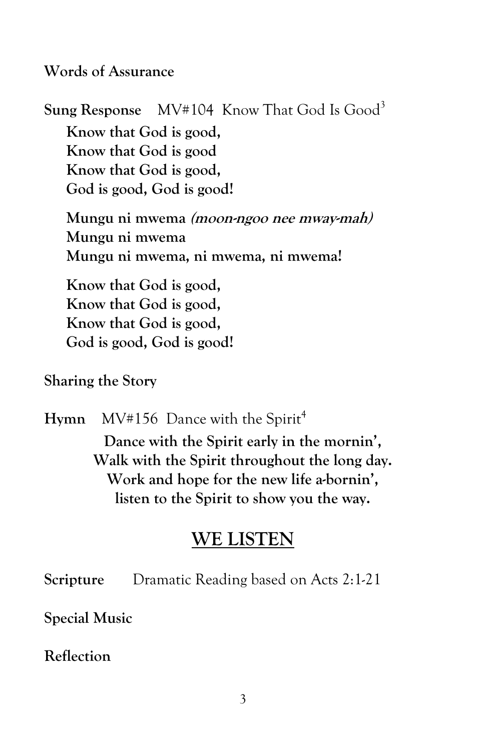**Words of Assurance**

**Sung Response** MV#104 Know That God Is Good[3]

**Know that God is good,**
**Know that God is good**
**Know that God is good,**
**God is good, God is good!**

**Mungu ni mwema** ***(moon-ngoo nee mway-mah)***
**Mungu ni mwema**
**Mungu ni mwema, ni mwema, ni mwema!**

**Know that God is good,**
**Know that God is good,**
**Know that God is good,**
**God is good, God is good!**

**Sharing the Story**

**Hymn** MV#156 Dance with the Spirit[4]

**Dance with the Spirit early in the mornin',**
**Walk with the Spirit throughout the long day.**
**Work and hope for the new life a-bornin',**
**listen to the Spirit to show you the way.**

## WE LISTEN

**Scripture** Dramatic Reading based on Acts 2:1-21

**Special Music**

**Reflection**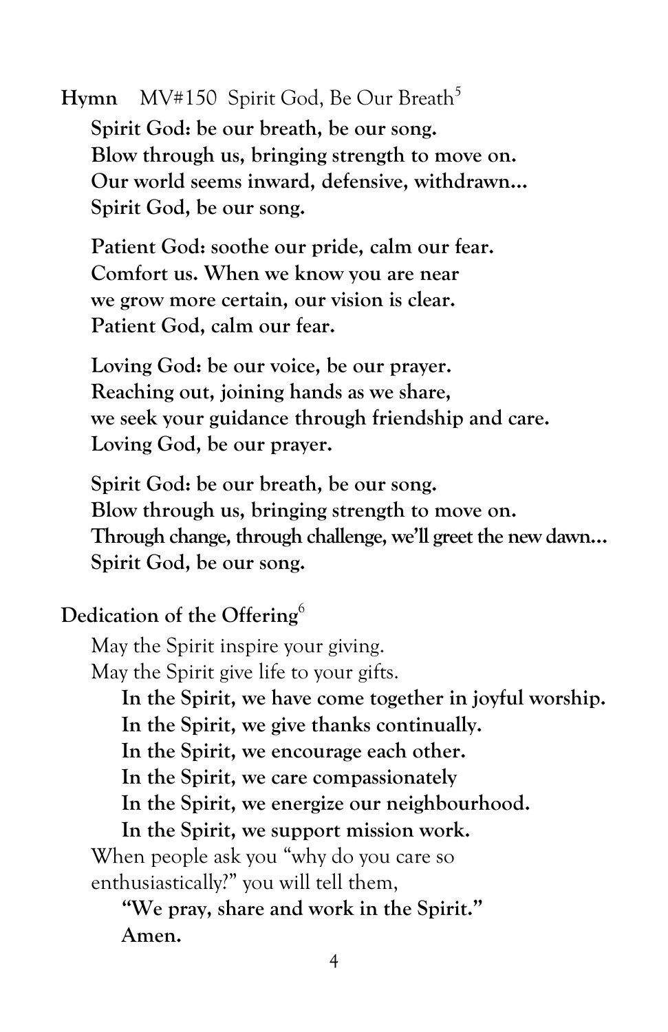**Hymn** MV#150 Spirit God, Be Our Breath[5]

**Spirit God: be our breath, be our song.**
**Blow through us, bringing strength to move on.**
**Our world seems inward, defensive, withdrawn…**
**Spirit God, be our song.**

**Patient God: soothe our pride, calm our fear.**
**Comfort us. When we know you are near**
**we grow more certain, our vision is clear.**
**Patient God, calm our fear.**

**Loving God: be our voice, be our prayer.**
**Reaching out, joining hands as we share,**
**we seek your guidance through friendship and care.**
**Loving God, be our prayer.**

**Spirit God: be our breath, be our song.**
**Blow through us, bringing strength to move on.**
**Through change, through challenge, we'll greet the new dawn…**
**Spirit God, be our song.**

**Dedication of the Offering**[6]

May the Spirit inspire your giving.
May the Spirit give life to your gifts.

> **In the Spirit, we have come together in joyful worship.**
> **In the Spirit, we give thanks continually.**
> **In the Spirit, we encourage each other.**
> **In the Spirit, we care compassionately**
> **In the Spirit, we energize our neighbourhood.**
> **In the Spirit, we support mission work.**

When people ask you "why do you care so enthusiastically?" you will tell them,

> **"We pray, share and work in the Spirit."**
> **Amen.**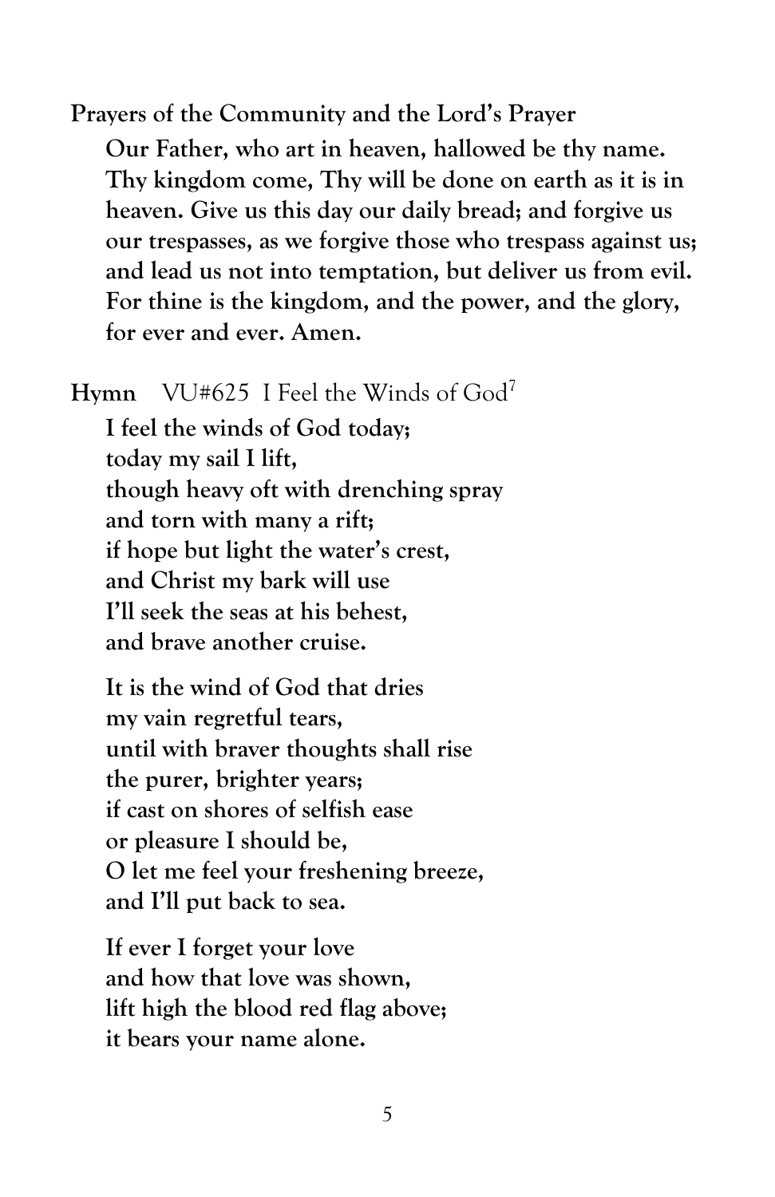**Prayers of the Community and the Lord's Prayer**

**Our Father, who art in heaven, hallowed be thy name. Thy kingdom come, Thy will be done on earth as it is in heaven. Give us this day our daily bread; and forgive us our trespasses, as we forgive those who trespass against us; and lead us not into temptation, but deliver us from evil. For thine is the kingdom, and the power, and the glory, for ever and ever. Amen.**

**Hymn** VU#625 I Feel the Winds of God[7]

**I feel the winds of God today;**
**today my sail I lift,**
**though heavy oft with drenching spray**
**and torn with many a rift;**
**if hope but light the water's crest,**
**and Christ my bark will use**
**I'll seek the seas at his behest,**
**and brave another cruise.**

**It is the wind of God that dries**
**my vain regretful tears,**
**until with braver thoughts shall rise**
**the purer, brighter years;**
**if cast on shores of selfish ease**
**or pleasure I should be,**
**O let me feel your freshening breeze,**
**and I'll put back to sea.**

**If ever I forget your love**
**and how that love was shown,**
**lift high the blood red flag above;**
**it bears your name alone.**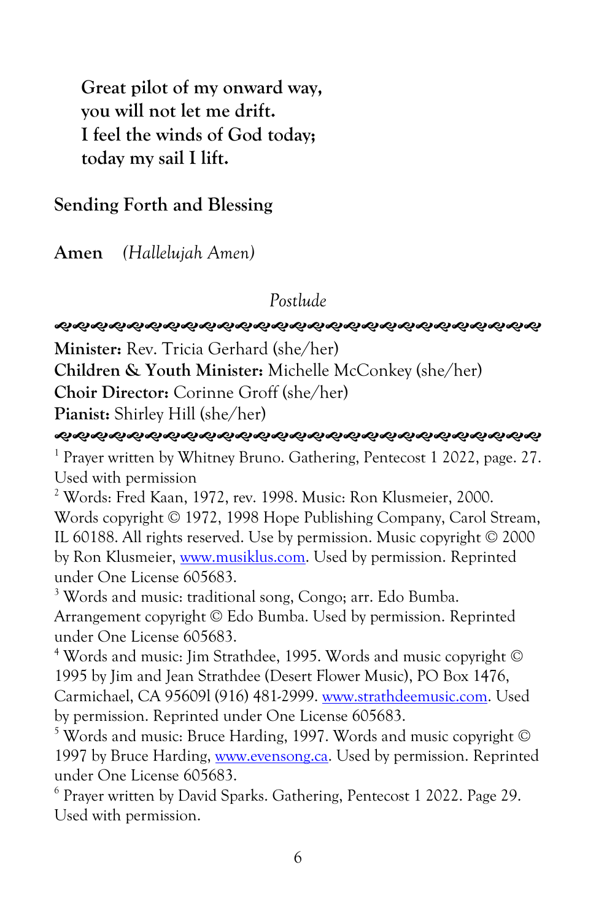**Great pilot of my onward way,**
**you will not let me drift.**
**I feel the winds of God today;**
**today my sail I lift.**

**Sending Forth and Blessing**

**Amen** *(Hallelujah Amen)*

*Postlude*

ぐぐぐぐぐぐぐぐぐぐぐぐぐぐぐぐぐぐぐぐぐぐぐぐぐぐぐぐぐぐぐ

**Minister:** Rev. Tricia Gerhard (she/her)
**Children & Youth Minister:** Michelle McConkey (she/her)
**Choir Director:** Corinne Groff (she/her)
**Pianist:** Shirley Hill (she/her)

ぐぐぐぐぐぐぐぐぐぐぐぐぐぐぐぐぐぐぐぐぐぐぐぐぐぐぐぐぐぐぐ

[1] Prayer written by Whitney Bruno. Gathering, Pentecost 1 2022, page. 27. Used with permission

[2] Words: Fred Kaan, 1972, rev. 1998. Music: Ron Klusmeier, 2000. Words copyright © 1972, 1998 Hope Publishing Company, Carol Stream, IL 60188. All rights reserved. Use by permission. Music copyright © 2000 by Ron Klusmeier, www.musiklus.com. Used by permission. Reprinted under One License 605683.

[3] Words and music: traditional song, Congo; arr. Edo Bumba. Arrangement copyright © Edo Bumba. Used by permission. Reprinted under One License 605683.

[4] Words and music: Jim Strathdee, 1995. Words and music copyright © 1995 by Jim and Jean Strathdee (Desert Flower Music), PO Box 1476, Carmichael, CA 95609l (916) 481-2999. www.strathdeemusic.com. Used by permission. Reprinted under One License 605683.

[5] Words and music: Bruce Harding, 1997. Words and music copyright © 1997 by Bruce Harding, www.evensong.ca. Used by permission. Reprinted under One License 605683.

[6] Prayer written by David Sparks. Gathering, Pentecost 1 2022. Page 29. Used with permission.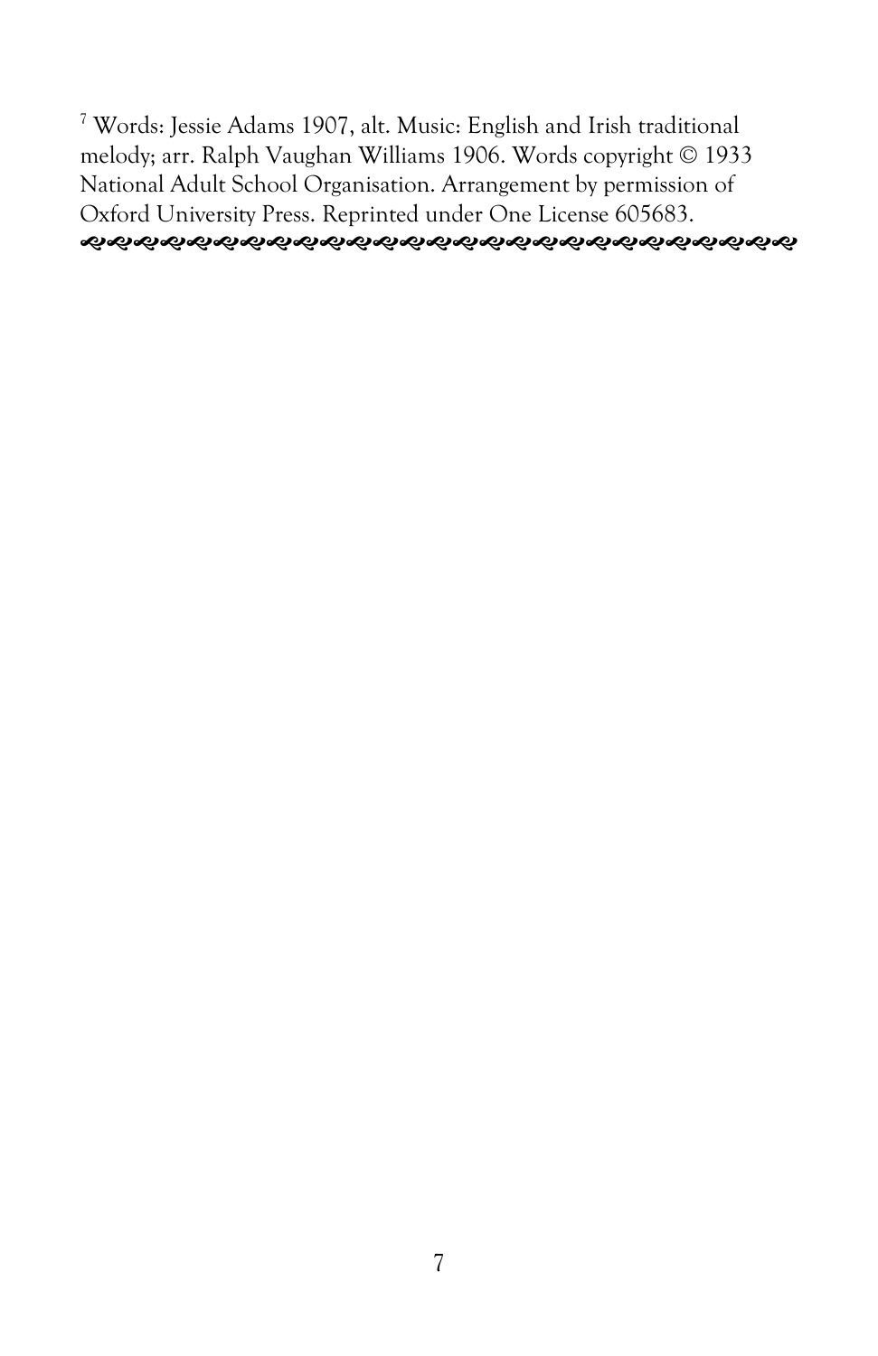[7] Words: Jessie Adams 1907, alt. Music: English and Irish traditional melody; arr. Ralph Vaughan Williams 1906. Words copyright © 1933 National Adult School Organisation. Arrangement by permission of Oxford University Press. Reprinted under One License 605683.